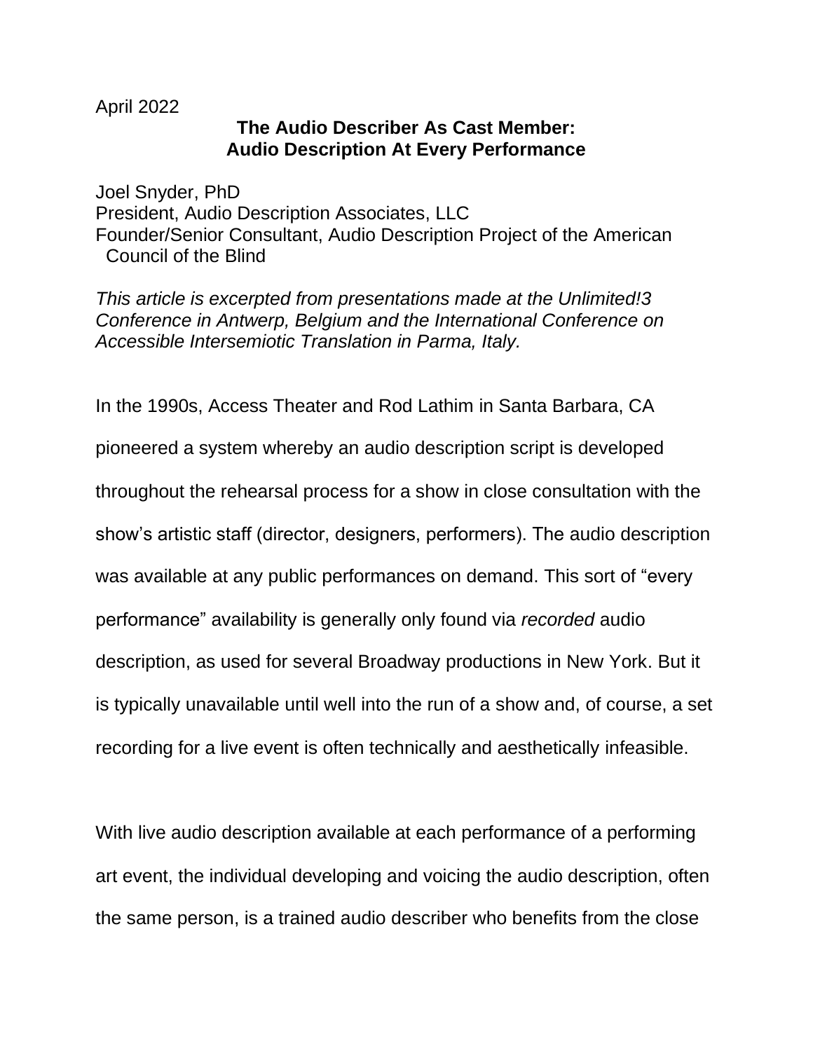April 2022

# The Audio Describer As Cast Member:
# Audio Description At Every Performance

Joel Snyder, PhD
President, Audio Description Associates, LLC
Founder/Senior Consultant, Audio Description Project of the American Council of the Blind

*This article is excerpted from presentations made at the Unlimited!3 Conference in Antwerp, Belgium and the International Conference on Accessible Intersemiotic Translation in Parma, Italy.*

In the 1990s, Access Theater and Rod Lathim in Santa Barbara, CA pioneered a system whereby an audio description script is developed throughout the rehearsal process for a show in close consultation with the show's artistic staff (director, designers, performers). The audio description was available at any public performances on demand. This sort of "every performance" availability is generally only found via *recorded* audio description, as used for several Broadway productions in New York. But it is typically unavailable until well into the run of a show and, of course, a set recording for a live event is often technically and aesthetically infeasible.

With live audio description available at each performance of a performing art event, the individual developing and voicing the audio description, often the same person, is a trained audio describer who benefits from the close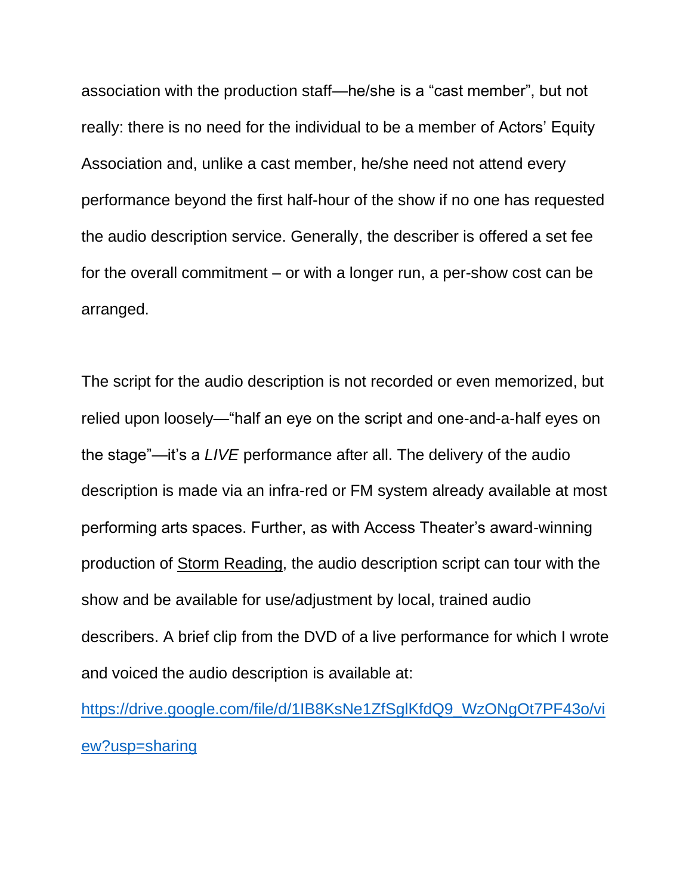association with the production staff—he/she is a “cast member”, but not really: there is no need for the individual to be a member of Actors’ Equity Association and, unlike a cast member, he/she need not attend every performance beyond the first half-hour of the show if no one has requested the audio description service. Generally, the describer is offered a set fee for the overall commitment – or with a longer run, a per-show cost can be arranged.

The script for the audio description is not recorded or even memorized, but relied upon loosely—“half an eye on the script and one-and-a-half eyes on the stage”—it’s a *LIVE* performance after all. The delivery of the audio description is made via an infra-red or FM system already available at most performing arts spaces. Further, as with Access Theater’s award-winning production of Storm Reading, the audio description script can tour with the show and be available for use/adjustment by local, trained audio describers. A brief clip from the DVD of a live performance for which I wrote and voiced the audio description is available at: [https://drive.google.com/file/d/1IB8KsNe1ZfSglKfdQ9_WzONgOt7PF43o/view?usp=sharing](https://drive.google.com/file/d/1IB8KsNe1ZfSglKfdQ9_WzONgOt7PF43o/view?usp=sharing)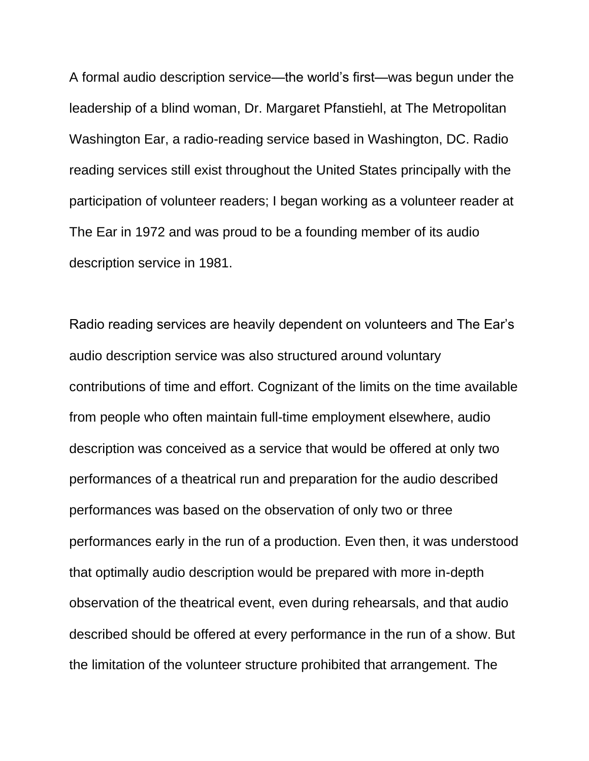A formal audio description service—the world's first—was begun under the leadership of a blind woman, Dr. Margaret Pfanstiehl, at The Metropolitan Washington Ear, a radio-reading service based in Washington, DC. Radio reading services still exist throughout the United States principally with the participation of volunteer readers; I began working as a volunteer reader at The Ear in 1972 and was proud to be a founding member of its audio description service in 1981.

Radio reading services are heavily dependent on volunteers and The Ear's audio description service was also structured around voluntary contributions of time and effort. Cognizant of the limits on the time available from people who often maintain full-time employment elsewhere, audio description was conceived as a service that would be offered at only two performances of a theatrical run and preparation for the audio described performances was based on the observation of only two or three performances early in the run of a production. Even then, it was understood that optimally audio description would be prepared with more in-depth observation of the theatrical event, even during rehearsals, and that audio described should be offered at every performance in the run of a show. But the limitation of the volunteer structure prohibited that arrangement. The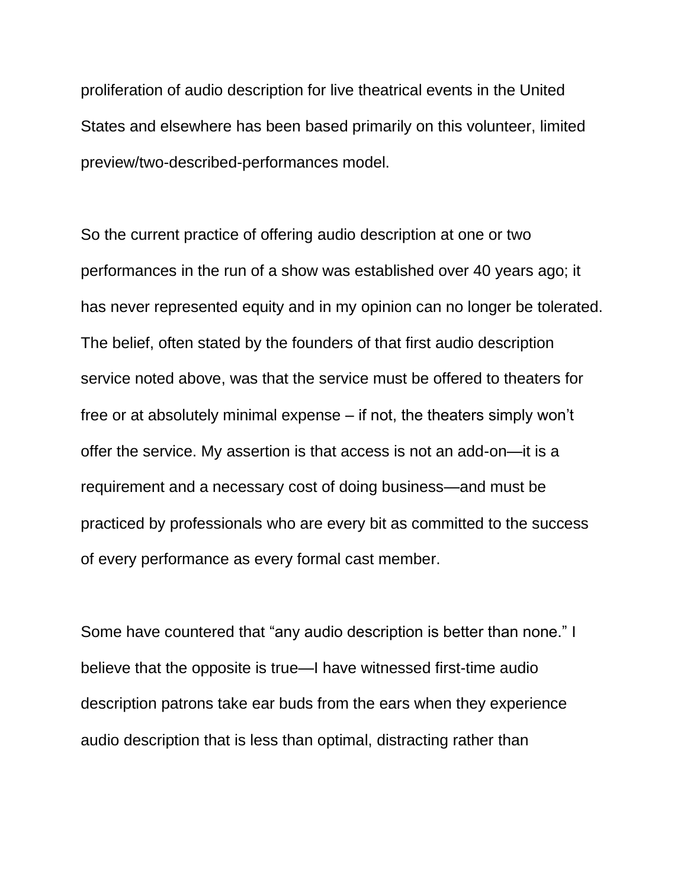proliferation of audio description for live theatrical events in the United States and elsewhere has been based primarily on this volunteer, limited preview/two-described-performances model.

So the current practice of offering audio description at one or two performances in the run of a show was established over 40 years ago; it has never represented equity and in my opinion can no longer be tolerated. The belief, often stated by the founders of that first audio description service noted above, was that the service must be offered to theaters for free or at absolutely minimal expense – if not, the theaters simply won't offer the service. My assertion is that access is not an add-on—it is a requirement and a necessary cost of doing business—and must be practiced by professionals who are every bit as committed to the success of every performance as every formal cast member.

Some have countered that "any audio description is better than none." I believe that the opposite is true—I have witnessed first-time audio description patrons take ear buds from the ears when they experience audio description that is less than optimal, distracting rather than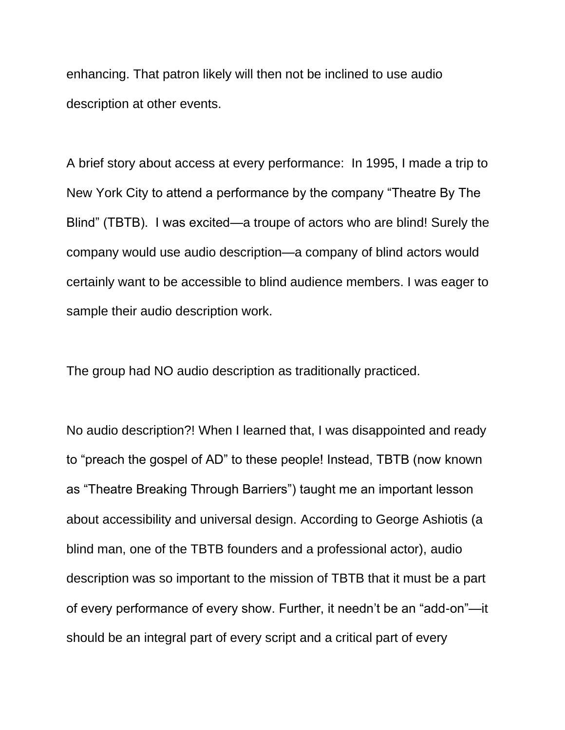enhancing. That patron likely will then not be inclined to use audio description at other events.

A brief story about access at every performance: In 1995, I made a trip to New York City to attend a performance by the company "Theatre By The Blind" (TBTB). I was excited—a troupe of actors who are blind! Surely the company would use audio description—a company of blind actors would certainly want to be accessible to blind audience members. I was eager to sample their audio description work.

The group had NO audio description as traditionally practiced.

No audio description?! When I learned that, I was disappointed and ready to "preach the gospel of AD" to these people! Instead, TBTB (now known as "Theatre Breaking Through Barriers") taught me an important lesson about accessibility and universal design. According to George Ashiotis (a blind man, one of the TBTB founders and a professional actor), audio description was so important to the mission of TBTB that it must be a part of every performance of every show. Further, it needn't be an "add-on"—it should be an integral part of every script and a critical part of every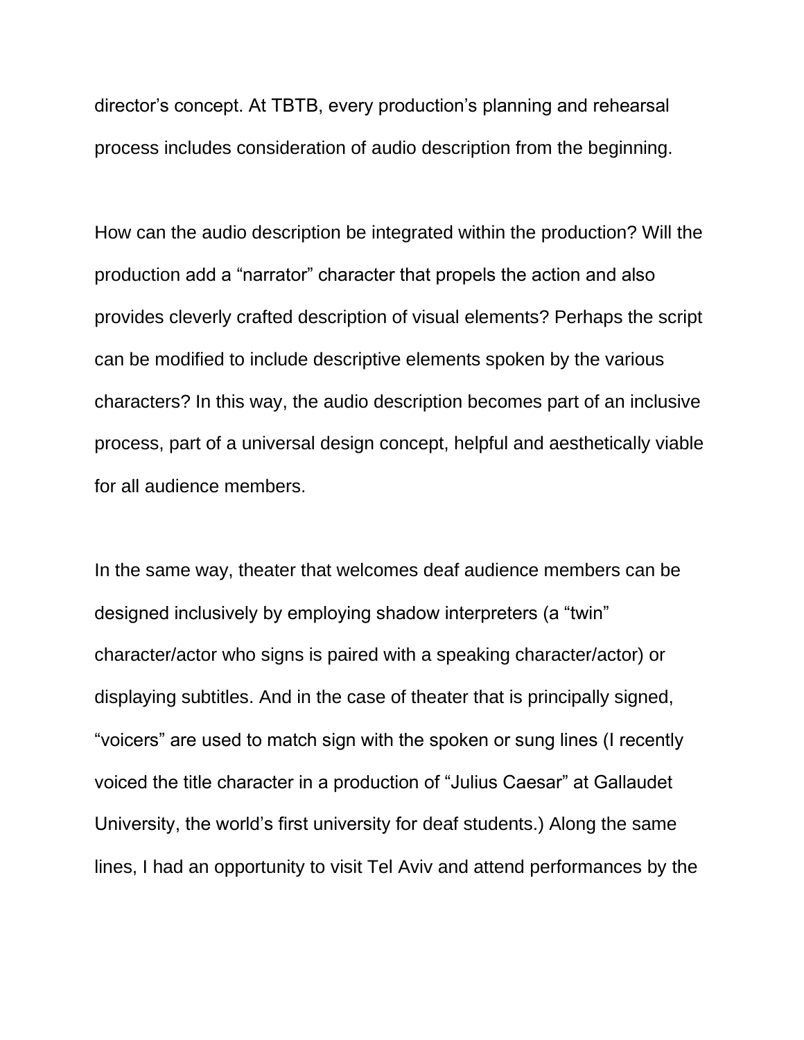director’s concept. At TBTB, every production’s planning and rehearsal process includes consideration of audio description from the beginning.

How can the audio description be integrated within the production? Will the production add a “narrator” character that propels the action and also provides cleverly crafted description of visual elements? Perhaps the script can be modified to include descriptive elements spoken by the various characters? In this way, the audio description becomes part of an inclusive process, part of a universal design concept, helpful and aesthetically viable for all audience members.

In the same way, theater that welcomes deaf audience members can be designed inclusively by employing shadow interpreters (a “twin” character/actor who signs is paired with a speaking character/actor) or displaying subtitles. And in the case of theater that is principally signed, “voicers” are used to match sign with the spoken or sung lines (I recently voiced the title character in a production of “Julius Caesar” at Gallaudet University, the world’s first university for deaf students.) Along the same lines, I had an opportunity to visit Tel Aviv and attend performances by the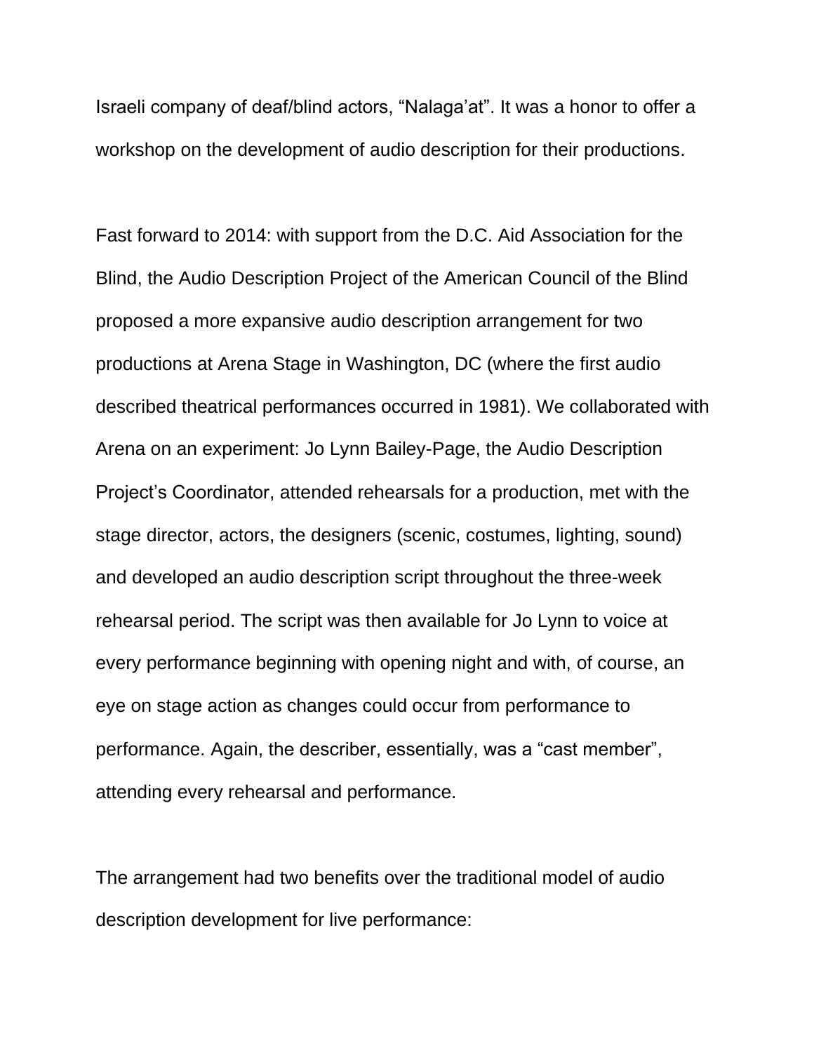Israeli company of deaf/blind actors, "Nalaga'at". It was a honor to offer a workshop on the development of audio description for their productions.

Fast forward to 2014: with support from the D.C. Aid Association for the Blind, the Audio Description Project of the American Council of the Blind proposed a more expansive audio description arrangement for two productions at Arena Stage in Washington, DC (where the first audio described theatrical performances occurred in 1981). We collaborated with Arena on an experiment: Jo Lynn Bailey-Page, the Audio Description Project's Coordinator, attended rehearsals for a production, met with the stage director, actors, the designers (scenic, costumes, lighting, sound) and developed an audio description script throughout the three-week rehearsal period. The script was then available for Jo Lynn to voice at every performance beginning with opening night and with, of course, an eye on stage action as changes could occur from performance to performance. Again, the describer, essentially, was a "cast member", attending every rehearsal and performance.

The arrangement had two benefits over the traditional model of audio description development for live performance: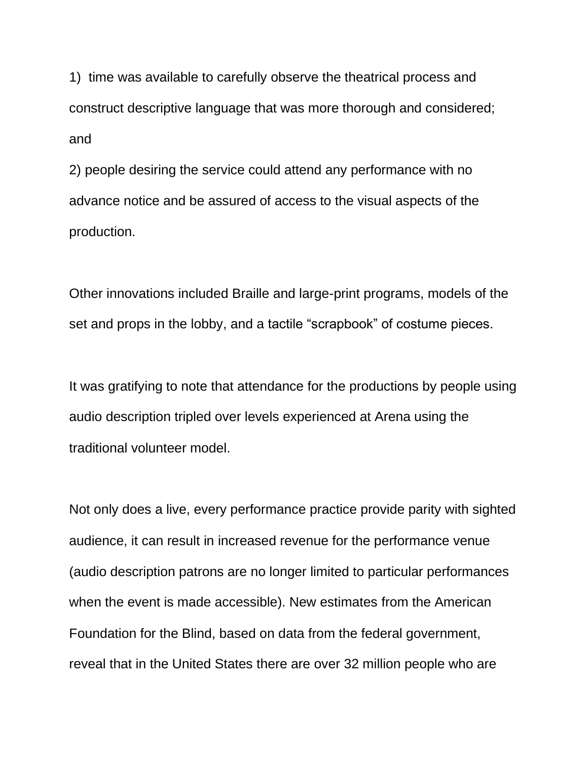1) time was available to carefully observe the theatrical process and construct descriptive language that was more thorough and considered; and
2) people desiring the service could attend any performance with no advance notice and be assured of access to the visual aspects of the production.

Other innovations included Braille and large-print programs, models of the set and props in the lobby, and a tactile “scrapbook” of costume pieces.

It was gratifying to note that attendance for the productions by people using audio description tripled over levels experienced at Arena using the traditional volunteer model.

Not only does a live, every performance practice provide parity with sighted audience, it can result in increased revenue for the performance venue (audio description patrons are no longer limited to particular performances when the event is made accessible). New estimates from the American Foundation for the Blind, based on data from the federal government, reveal that in the United States there are over 32 million people who are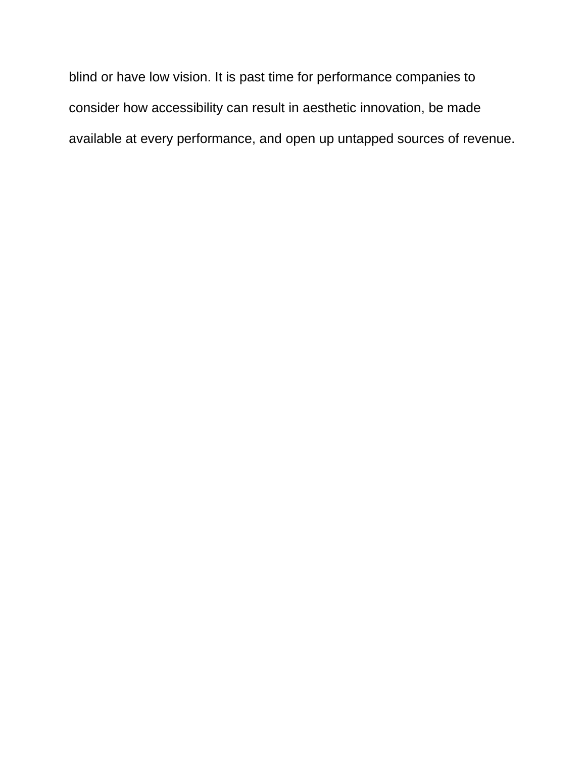blind or have low vision. It is past time for performance companies to consider how accessibility can result in aesthetic innovation, be made available at every performance, and open up untapped sources of revenue.